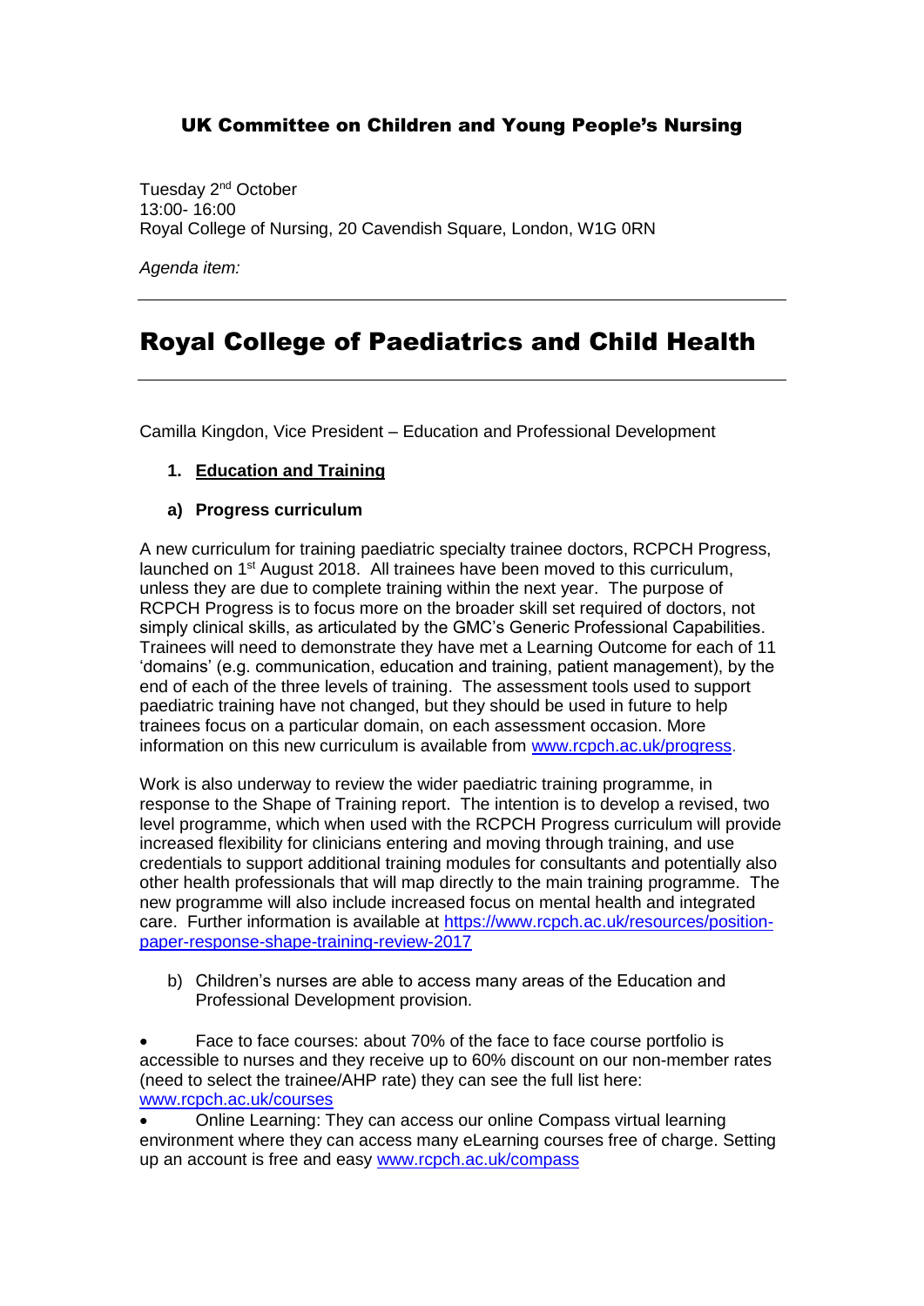## UK Committee on Children and Young People's Nursing

Tuesday 2nd October
13:00- 16:00
Royal College of Nursing, 20 Cavendish Square, London, W1G 0RN

*Agenda item:*

---

# Royal College of Paediatrics and Child Health

---

Camilla Kingdon, Vice President – Education and Professional Development

1. **Education and Training**

**a) Progress curriculum**

A new curriculum for training paediatric specialty trainee doctors, RCPCH Progress, launched on 1st August 2018. All trainees have been moved to this curriculum, unless they are due to complete training within the next year. The purpose of RCPCH Progress is to focus more on the broader skill set required of doctors, not simply clinical skills, as articulated by the GMC's Generic Professional Capabilities. Trainees will need to demonstrate they have met a Learning Outcome for each of 11 'domains' (e.g. communication, education and training, patient management), by the end of each of the three levels of training. The assessment tools used to support paediatric training have not changed, but they should be used in future to help trainees focus on a particular domain, on each assessment occasion. More information on this new curriculum is available from www.rcpch.ac.uk/progress.

Work is also underway to review the wider paediatric training programme, in response to the Shape of Training report. The intention is to develop a revised, two level programme, which when used with the RCPCH Progress curriculum will provide increased flexibility for clinicians entering and moving through training, and use credentials to support additional training modules for consultants and potentially also other health professionals that will map directly to the main training programme. The new programme will also include increased focus on mental health and integrated care. Further information is available at https://www.rcpch.ac.uk/resources/position-paper-response-shape-training-review-2017

b) Children's nurses are able to access many areas of the Education and Professional Development provision.

- Face to face courses: about 70% of the face to face course portfolio is accessible to nurses and they receive up to 60% discount on our non-member rates (need to select the trainee/AHP rate) they can see the full list here: www.rcpch.ac.uk/courses
- Online Learning: They can access our online Compass virtual learning environment where they can access many eLearning courses free of charge. Setting up an account is free and easy www.rcpch.ac.uk/compass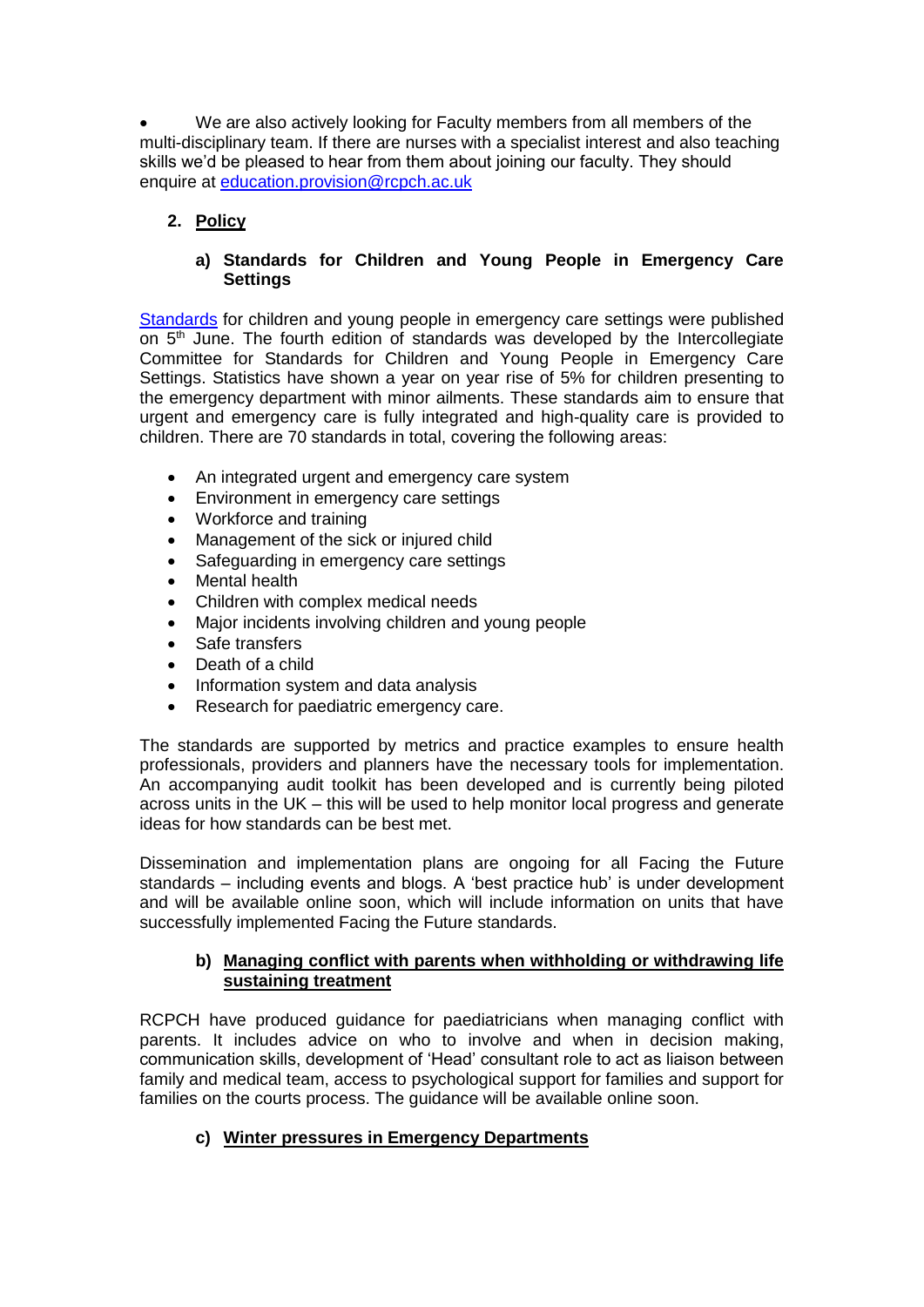- We are also actively looking for Faculty members from all members of the multi-disciplinary team. If there are nurses with a specialist interest and also teaching skills we'd be pleased to hear from them about joining our faculty. They should enquire at education.provision@rcpch.ac.uk

## 2. Policy

### a) Standards for Children and Young People in Emergency Care Settings

Standards for children and young people in emergency care settings were published on 5th June. The fourth edition of standards was developed by the Intercollegiate Committee for Standards for Children and Young People in Emergency Care Settings. Statistics have shown a year on year rise of 5% for children presenting to the emergency department with minor ailments. These standards aim to ensure that urgent and emergency care is fully integrated and high-quality care is provided to children. There are 70 standards in total, covering the following areas:

- An integrated urgent and emergency care system
- Environment in emergency care settings
- Workforce and training
- Management of the sick or injured child
- Safeguarding in emergency care settings
- Mental health
- Children with complex medical needs
- Major incidents involving children and young people
- Safe transfers
- Death of a child
- Information system and data analysis
- Research for paediatric emergency care.

The standards are supported by metrics and practice examples to ensure health professionals, providers and planners have the necessary tools for implementation. An accompanying audit toolkit has been developed and is currently being piloted across units in the UK – this will be used to help monitor local progress and generate ideas for how standards can be best met.

Dissemination and implementation plans are ongoing for all Facing the Future standards – including events and blogs. A 'best practice hub' is under development and will be available online soon, which will include information on units that have successfully implemented Facing the Future standards.

### b) Managing conflict with parents when withholding or withdrawing life sustaining treatment

RCPCH have produced guidance for paediatricians when managing conflict with parents. It includes advice on who to involve and when in decision making, communication skills, development of 'Head' consultant role to act as liaison between family and medical team, access to psychological support for families and support for families on the courts process. The guidance will be available online soon.

### c) Winter pressures in Emergency Departments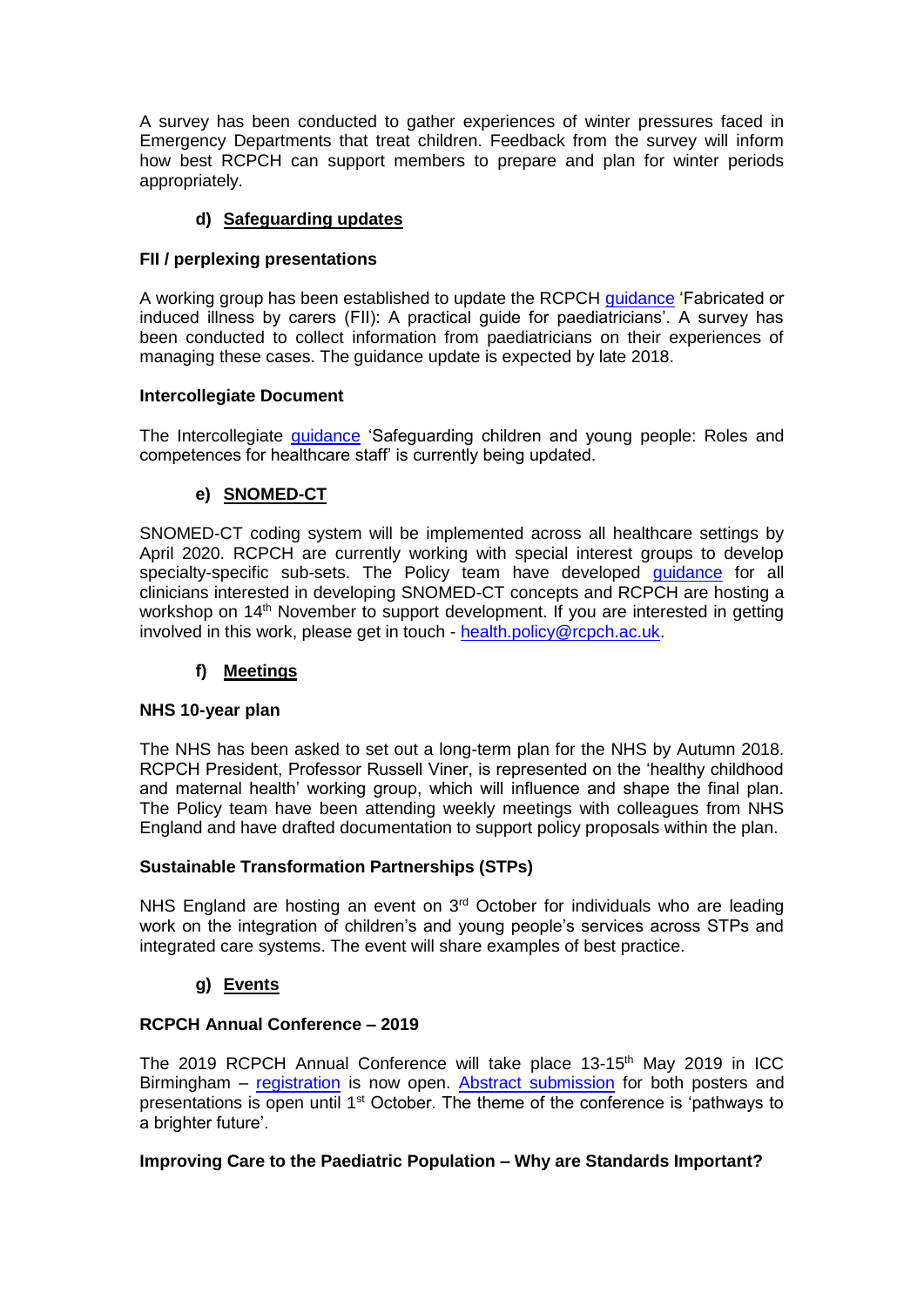A survey has been conducted to gather experiences of winter pressures faced in Emergency Departments that treat children. Feedback from the survey will inform how best RCPCH can support members to prepare and plan for winter periods appropriately.

### d) Safeguarding updates

**FII / perplexing presentations**

A working group has been established to update the RCPCH guidance 'Fabricated or induced illness by carers (FII): A practical guide for paediatricians'. A survey has been conducted to collect information from paediatricians on their experiences of managing these cases. The guidance update is expected by late 2018.

**Intercollegiate Document**

The Intercollegiate guidance 'Safeguarding children and young people: Roles and competences for healthcare staff' is currently being updated.

### e) SNOMED-CT

SNOMED-CT coding system will be implemented across all healthcare settings by April 2020. RCPCH are currently working with special interest groups to develop specialty-specific sub-sets. The Policy team have developed guidance for all clinicians interested in developing SNOMED-CT concepts and RCPCH are hosting a workshop on 14th November to support development. If you are interested in getting involved in this work, please get in touch - health.policy@rcpch.ac.uk.

### f) Meetings

**NHS 10-year plan**

The NHS has been asked to set out a long-term plan for the NHS by Autumn 2018. RCPCH President, Professor Russell Viner, is represented on the 'healthy childhood and maternal health' working group, which will influence and shape the final plan. The Policy team have been attending weekly meetings with colleagues from NHS England and have drafted documentation to support policy proposals within the plan.

**Sustainable Transformation Partnerships (STPs)**

NHS England are hosting an event on 3rd October for individuals who are leading work on the integration of children's and young people's services across STPs and integrated care systems. The event will share examples of best practice.

### g) Events

**RCPCH Annual Conference – 2019**

The 2019 RCPCH Annual Conference will take place 13-15th May 2019 in ICC Birmingham – registration is now open. Abstract submission for both posters and presentations is open until 1st October. The theme of the conference is 'pathways to a brighter future'.

**Improving Care to the Paediatric Population – Why are Standards Important?**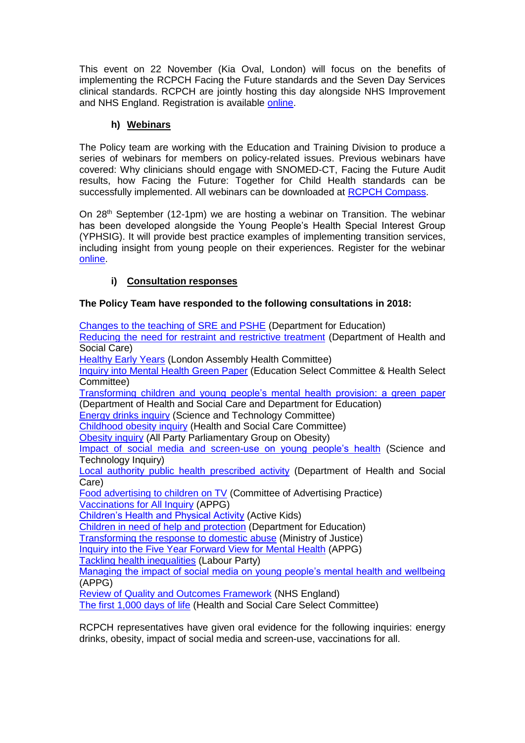This event on 22 November (Kia Oval, London) will focus on the benefits of implementing the RCPCH Facing the Future standards and the Seven Day Services clinical standards. RCPCH are jointly hosting this day alongside NHS Improvement and NHS England. Registration is available online.

### h) Webinars

The Policy team are working with the Education and Training Division to produce a series of webinars for members on policy-related issues. Previous webinars have covered: Why clinicians should engage with SNOMED-CT, Facing the Future Audit results, how Facing the Future: Together for Child Health standards can be successfully implemented. All webinars can be downloaded at RCPCH Compass.

On 28th September (12-1pm) we are hosting a webinar on Transition. The webinar has been developed alongside the Young People's Health Special Interest Group (YPHSIG). It will provide best practice examples of implementing transition services, including insight from young people on their experiences. Register for the webinar online.

### i) Consultation responses

**The Policy Team have responded to the following consultations in 2018:**

Changes to the teaching of SRE and PSHE (Department for Education)
Reducing the need for restraint and restrictive treatment (Department of Health and Social Care)
Healthy Early Years (London Assembly Health Committee)
Inquiry into Mental Health Green Paper (Education Select Committee & Health Select Committee)
Transforming children and young people's mental health provision: a green paper (Department of Health and Social Care and Department for Education)
Energy drinks inquiry (Science and Technology Committee)
Childhood obesity inquiry (Health and Social Care Committee)
Obesity inquiry (All Party Parliamentary Group on Obesity)
Impact of social media and screen-use on young people's health (Science and Technology Inquiry)
Local authority public health prescribed activity (Department of Health and Social Care)
Food advertising to children on TV (Committee of Advertising Practice)
Vaccinations for All Inquiry (APPG)
Children's Health and Physical Activity (Active Kids)
Children in need of help and protection (Department for Education)
Transforming the response to domestic abuse (Ministry of Justice)
Inquiry into the Five Year Forward View for Mental Health (APPG)
Tackling health inequalities (Labour Party)
Managing the impact of social media on young people's mental health and wellbeing (APPG)
Review of Quality and Outcomes Framework (NHS England)
The first 1,000 days of life (Health and Social Care Select Committee)

RCPCH representatives have given oral evidence for the following inquiries: energy drinks, obesity, impact of social media and screen-use, vaccinations for all.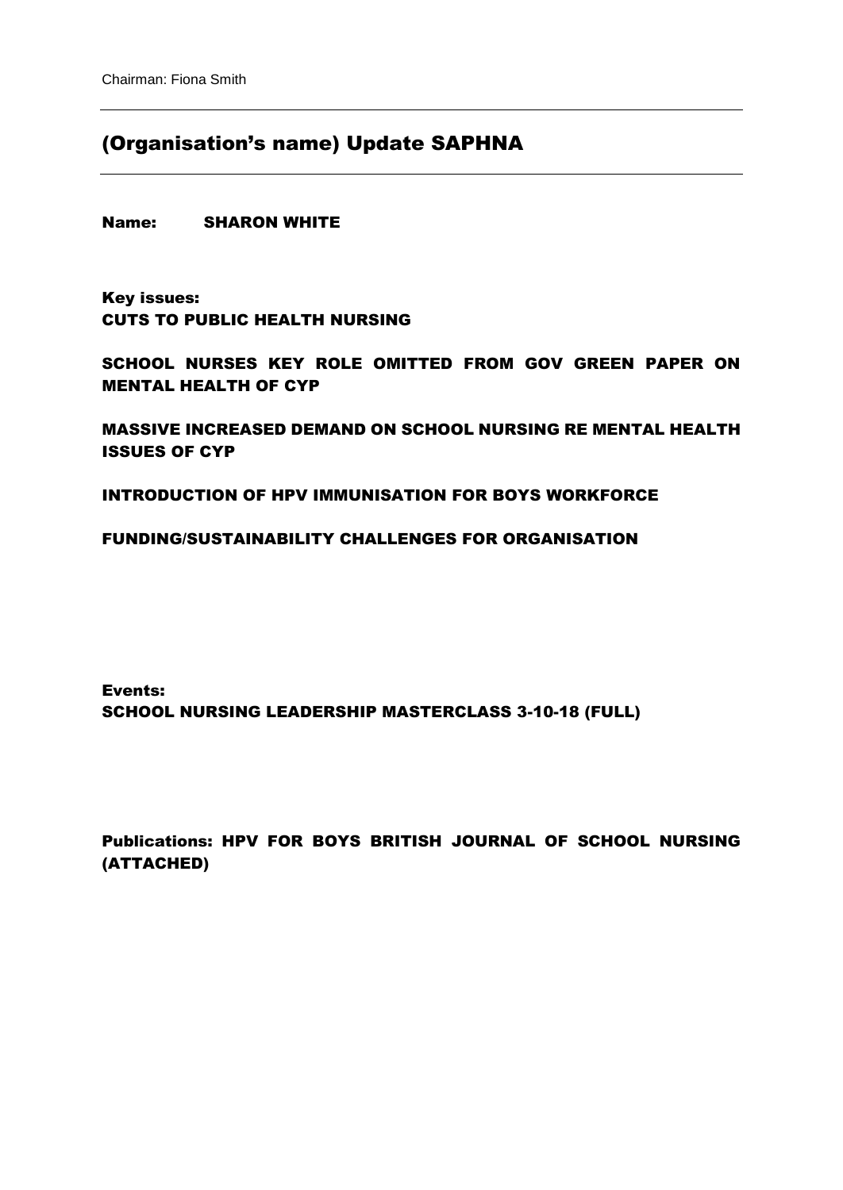Chairman: Fiona Smith

## (Organisation's name) Update SAPHNA

**Name:** **SHARON WHITE**

**Key issues:**

**CUTS TO PUBLIC HEALTH NURSING**

**SCHOOL NURSES KEY ROLE OMITTED FROM GOV GREEN PAPER ON MENTAL HEALTH OF CYP**

**MASSIVE INCREASED DEMAND ON SCHOOL NURSING RE MENTAL HEALTH ISSUES OF CYP**

**INTRODUCTION OF HPV IMMUNISATION FOR BOYS WORKFORCE**

**FUNDING/SUSTAINABILITY CHALLENGES FOR ORGANISATION**

**Events:**

**SCHOOL NURSING LEADERSHIP MASTERCLASS 3-10-18 (FULL)**

**Publications: HPV FOR BOYS BRITISH JOURNAL OF SCHOOL NURSING (ATTACHED)**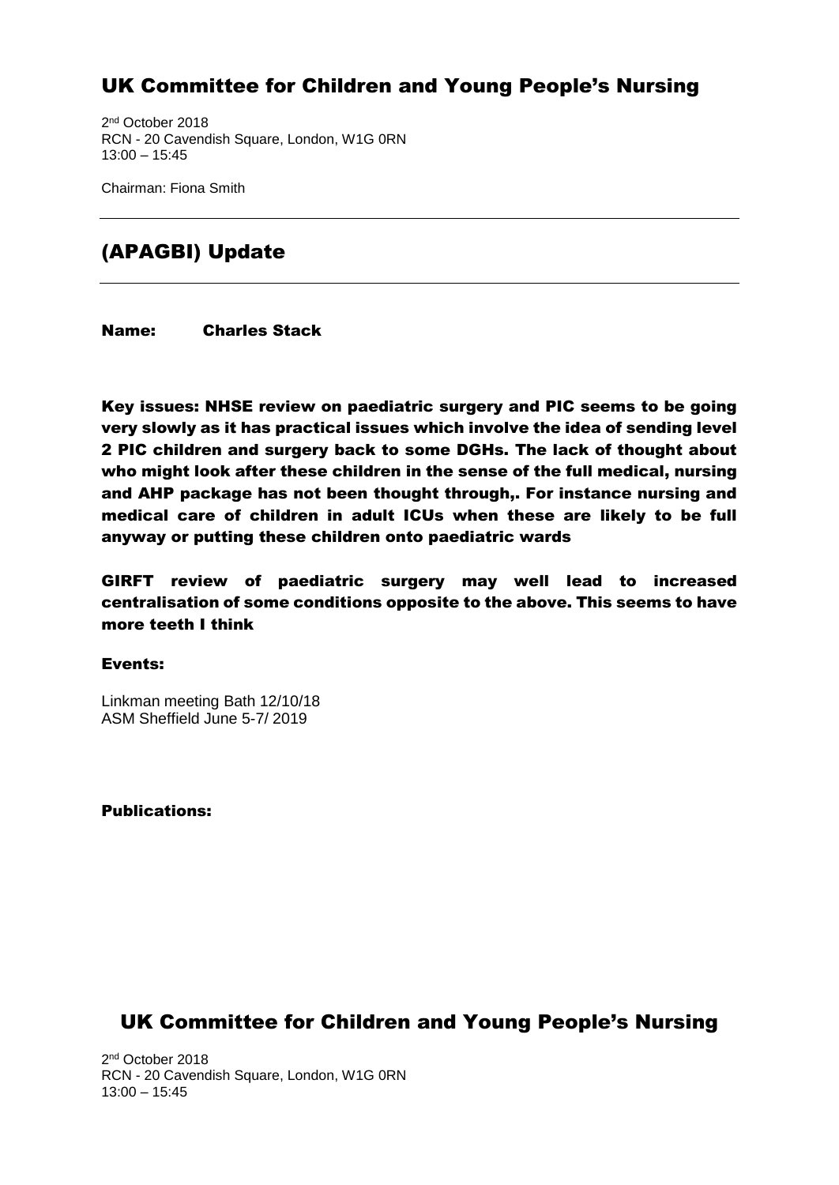# UK Committee for Children and Young People's Nursing

2nd October 2018
RCN - 20 Cavendish Square, London, W1G 0RN
13:00 – 15:45

Chairman: Fiona Smith

---

## (APAGBI) Update

---

**Name:** **Charles Stack**

**Key issues: NHSE review on paediatric surgery and PIC seems to be going very slowly as it has practical issues which involve the idea of sending level 2 PIC children and surgery back to some DGHs. The lack of thought about who might look after these children in the sense of the full medical, nursing and AHP package has not been thought through,. For instance nursing and medical care of children in adult ICUs when these are likely to be full anyway or putting these children onto paediatric wards**

**GIRFT review of paediatric surgery may well lead to increased centralisation of some conditions opposite to the above. This seems to have more teeth I think**

**Events:**

Linkman meeting Bath 12/10/18
ASM Sheffield June 5-7/ 2019

**Publications:**

# UK Committee for Children and Young People's Nursing

2nd October 2018
RCN - 20 Cavendish Square, London, W1G 0RN
13:00 – 15:45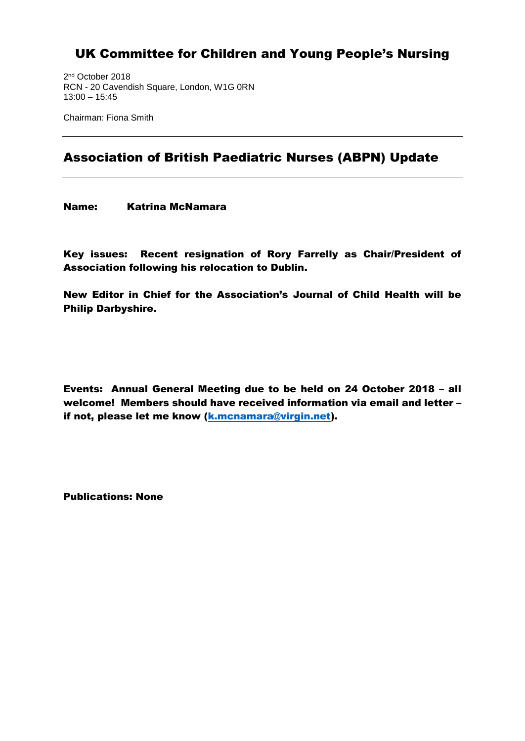## UK Committee for Children and Young People's Nursing

2nd October 2018
RCN - 20 Cavendish Square, London, W1G 0RN
13:00 – 15:45

Chairman: Fiona Smith

---

# Association of British Paediatric Nurses (ABPN) Update

---

**Name: Katrina McNamara**

**Key issues: Recent resignation of Rory Farrelly as Chair/President of Association following his relocation to Dublin.**

**New Editor in Chief for the Association's Journal of Child Health will be Philip Darbyshire.**

**Events: Annual General Meeting due to be held on 24 October 2018 – all welcome! Members should have received information via email and letter – if not, please let me know ([k.mcnamara@virgin.net](mailto:k.mcnamara@virgin.net)).**

**Publications: None**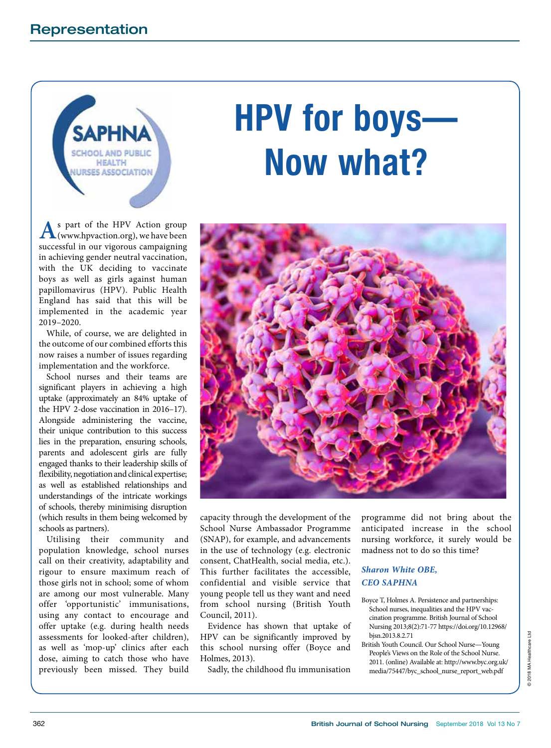# HPV for boys—Now what?

As part of the HPV Action group (www.hpvaction.org), we have been successful in our vigorous campaigning in achieving gender neutral vaccination, with the UK deciding to vaccinate boys as well as girls against human papillomavirus (HPV). Public Health England has said that this will be implemented in the academic year 2019–2020.

While, of course, we are delighted in the outcome of our combined efforts this now raises a number of issues regarding implementation and the workforce.

School nurses and their teams are significant players in achieving a high uptake (approximately an 84% uptake of the HPV 2-dose vaccination in 2016–17). Alongside administering the vaccine, their unique contribution to this success lies in the preparation, ensuring schools, parents and adolescent girls are fully engaged thanks to their leadership skills of flexibility, negotiation and clinical expertise; as well as established relationships and understandings of the intricate workings of schools, thereby minimising disruption (which results in them being welcomed by schools as partners).

Utilising their community and population knowledge, school nurses call on their creativity, adaptability and rigour to ensure maximum reach of those girls not in school; some of whom are among our most vulnerable. Many offer 'opportunistic' immunisations, using any contact to encourage and offer uptake (e.g. during health needs assessments for looked-after children), as well as 'mop-up' clinics after each dose, aiming to catch those who have previously been missed. They build capacity through the development of the School Nurse Ambassador Programme (SNAP), for example, and advancements in the use of technology (e.g. electronic consent, ChatHealth, social media, etc.). This further facilitates the accessible, confidential and visible service that young people tell us they want and need from school nursing (British Youth Council, 2011).

Evidence has shown that uptake of HPV can be significantly improved by this school nursing offer (Boyce and Holmes, 2013).

Sadly, the childhood flu immunisation programme did not bring about the anticipated increase in the school nursing workforce, it surely would be madness not to do so this time?

***Sharon White OBE, CEO SAPHNA***

Boyce T, Holmes A. Persistence and partnerships: School nurses, inequalities and the HPV vaccination programme. British Journal of School Nursing 2013;8(2):71-77 https://doi.org/10.12968/bjsn.2013.8.2.71

British Youth Council. Our School Nurse—Young People's Views on the Role of the School Nurse. 2011. (online) Available at: http://www.byc.org.uk/media/75447/byc_school_nurse_report_web.pdf